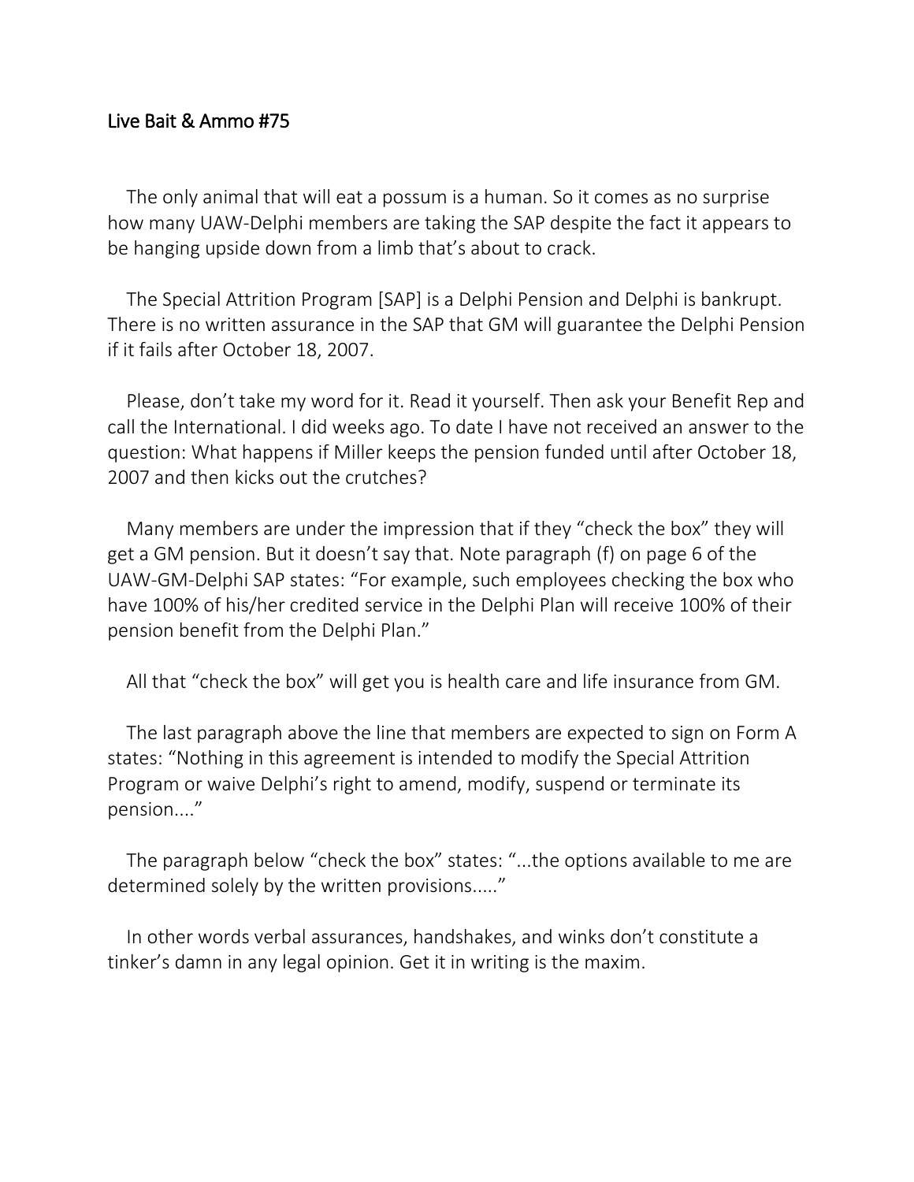## Live Bait & Ammo #75

The only animal that will eat a possum is a human. So it comes as no surprise how many UAW-Delphi members are taking the SAP despite the fact it appears to be hanging upside down from a limb that's about to crack.

The Special Attrition Program [SAP] is a Delphi Pension and Delphi is bankrupt. There is no written assurance in the SAP that GM will guarantee the Delphi Pension if it fails after October 18, 2007.

Please, don't take my word for it. Read it yourself. Then ask your Benefit Rep and call the International. I did weeks ago. To date I have not received an answer to the question: What happens if Miller keeps the pension funded until after October 18, 2007 and then kicks out the crutches?

Many members are under the impression that if they "check the box" they will get a GM pension. But it doesn't say that. Note paragraph (f) on page 6 of the UAW-GM-Delphi SAP states: "For example, such employees checking the box who have 100% of his/her credited service in the Delphi Plan will receive 100% of their pension benefit from the Delphi Plan."

All that "check the box" will get you is health care and life insurance from GM.

The last paragraph above the line that members are expected to sign on Form A states: "Nothing in this agreement is intended to modify the Special Attrition Program or waive Delphi's right to amend, modify, suspend or terminate its pension...."

The paragraph below "check the box" states: "...the options available to me are determined solely by the written provisions....."

In other words verbal assurances, handshakes, and winks don't constitute a tinker's damn in any legal opinion. Get it in writing is the maxim.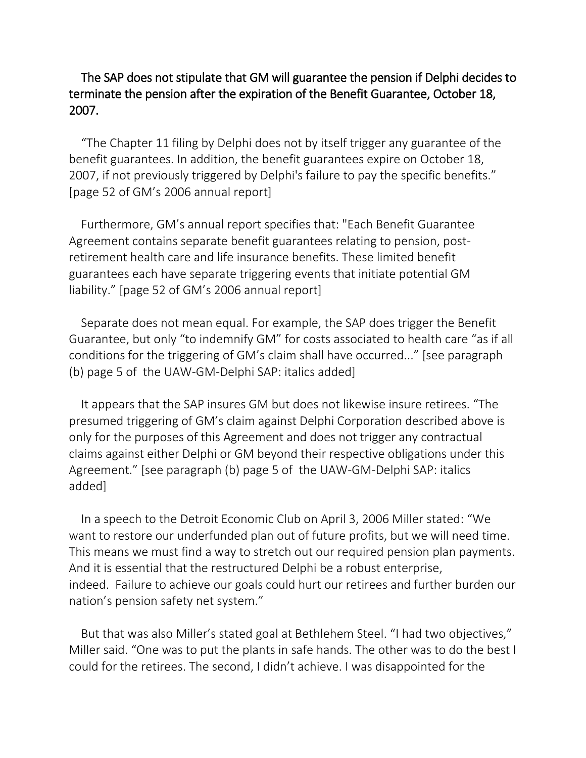The SAP does not stipulate that GM will guarantee the pension if Delphi decides to terminate the pension after the expiration of the Benefit Guarantee, October 18, 2007.

"The Chapter 11 filing by Delphi does not by itself trigger any guarantee of the benefit guarantees. In addition, the benefit guarantees expire on October 18, 2007, if not previously triggered by Delphi's failure to pay the specific benefits." [page 52 of GM's 2006 annual report]

Furthermore, GM's annual report specifies that: "Each Benefit Guarantee Agreement contains separate benefit guarantees relating to pension, post-retirement health care and life insurance benefits. These limited benefit guarantees each have separate triggering events that initiate potential GM liability." [page 52 of GM's 2006 annual report]

Separate does not mean equal. For example, the SAP does trigger the Benefit Guarantee, but only "to indemnify GM" for costs associated to health care "as if all conditions for the triggering of GM's claim shall have occurred..." [see paragraph (b) page 5 of the UAW-GM-Delphi SAP: italics added]

It appears that the SAP insures GM but does not likewise insure retirees. "The presumed triggering of GM's claim against Delphi Corporation described above is only for the purposes of this Agreement and does not trigger any contractual claims against either Delphi or GM beyond their respective obligations under this Agreement." [see paragraph (b) page 5 of the UAW-GM-Delphi SAP: italics added]

In a speech to the Detroit Economic Club on April 3, 2006 Miller stated: "We want to restore our underfunded plan out of future profits, but we will need time. This means we must find a way to stretch out our required pension plan payments. And it is essential that the restructured Delphi be a robust enterprise, indeed. Failure to achieve our goals could hurt our retirees and further burden our nation's pension safety net system."

But that was also Miller's stated goal at Bethlehem Steel. "I had two objectives," Miller said. "One was to put the plants in safe hands. The other was to do the best I could for the retirees. The second, I didn't achieve. I was disappointed for the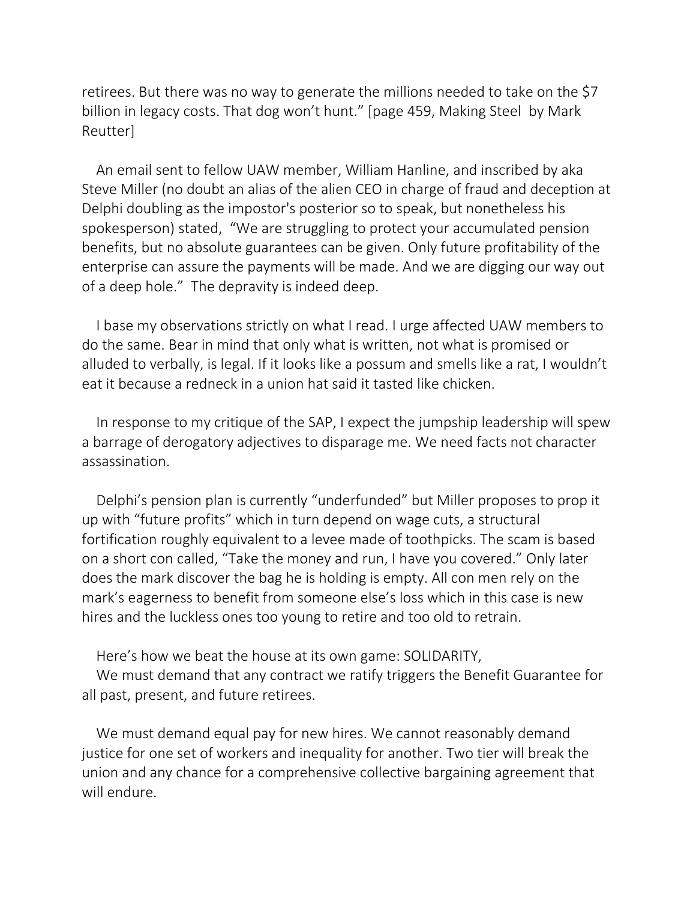retirees. But there was no way to generate the millions needed to take on the $7 billion in legacy costs. That dog won't hunt." [page 459, Making Steel by Mark Reutter]

An email sent to fellow UAW member, William Hanline, and inscribed by aka Steve Miller (no doubt an alias of the alien CEO in charge of fraud and deception at Delphi doubling as the impostor's posterior so to speak, but nonetheless his spokesperson) stated, "We are struggling to protect your accumulated pension benefits, but no absolute guarantees can be given. Only future profitability of the enterprise can assure the payments will be made. And we are digging our way out of a deep hole." The depravity is indeed deep.

I base my observations strictly on what I read. I urge affected UAW members to do the same. Bear in mind that only what is written, not what is promised or alluded to verbally, is legal. If it looks like a possum and smells like a rat, I wouldn't eat it because a redneck in a union hat said it tasted like chicken.

In response to my critique of the SAP, I expect the jumpship leadership will spew a barrage of derogatory adjectives to disparage me. We need facts not character assassination.

Delphi's pension plan is currently "underfunded" but Miller proposes to prop it up with "future profits" which in turn depend on wage cuts, a structural fortification roughly equivalent to a levee made of toothpicks. The scam is based on a short con called, "Take the money and run, I have you covered." Only later does the mark discover the bag he is holding is empty. All con men rely on the mark's eagerness to benefit from someone else's loss which in this case is new hires and the luckless ones too young to retire and too old to retrain.

Here's how we beat the house at its own game: SOLIDARITY,

We must demand that any contract we ratify triggers the Benefit Guarantee for all past, present, and future retirees.

We must demand equal pay for new hires. We cannot reasonably demand justice for one set of workers and inequality for another. Two tier will break the union and any chance for a comprehensive collective bargaining agreement that will endure.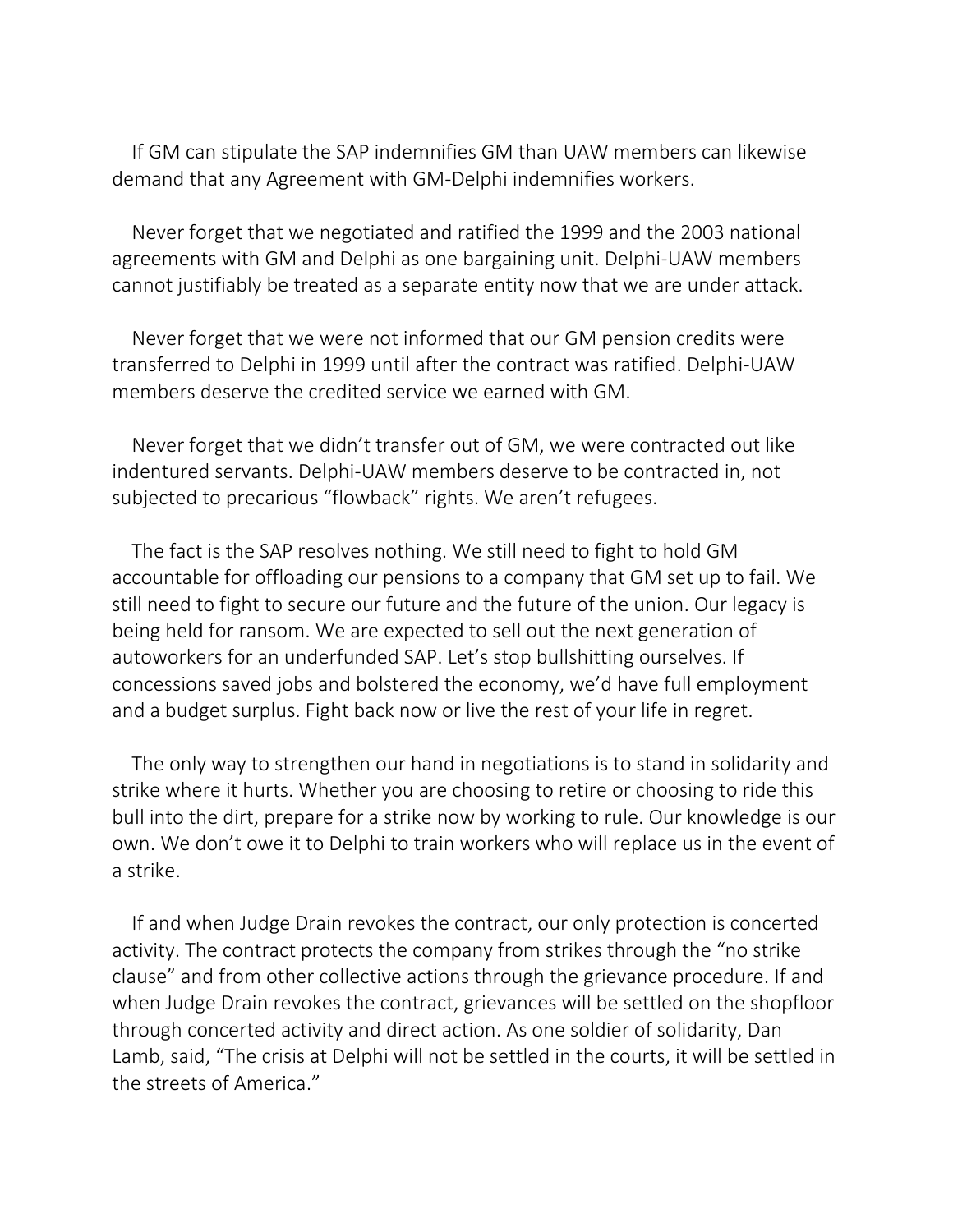If GM can stipulate the SAP indemnifies GM than UAW members can likewise demand that any Agreement with GM-Delphi indemnifies workers.

Never forget that we negotiated and ratified the 1999 and the 2003 national agreements with GM and Delphi as one bargaining unit. Delphi-UAW members cannot justifiably be treated as a separate entity now that we are under attack.

Never forget that we were not informed that our GM pension credits were transferred to Delphi in 1999 until after the contract was ratified. Delphi-UAW members deserve the credited service we earned with GM.

Never forget that we didn't transfer out of GM, we were contracted out like indentured servants. Delphi-UAW members deserve to be contracted in, not subjected to precarious "flowback" rights. We aren't refugees.

The fact is the SAP resolves nothing. We still need to fight to hold GM accountable for offloading our pensions to a company that GM set up to fail. We still need to fight to secure our future and the future of the union. Our legacy is being held for ransom. We are expected to sell out the next generation of autoworkers for an underfunded SAP. Let's stop bullshitting ourselves. If concessions saved jobs and bolstered the economy, we'd have full employment and a budget surplus. Fight back now or live the rest of your life in regret.

The only way to strengthen our hand in negotiations is to stand in solidarity and strike where it hurts. Whether you are choosing to retire or choosing to ride this bull into the dirt, prepare for a strike now by working to rule. Our knowledge is our own. We don't owe it to Delphi to train workers who will replace us in the event of a strike.

If and when Judge Drain revokes the contract, our only protection is concerted activity. The contract protects the company from strikes through the "no strike clause" and from other collective actions through the grievance procedure. If and when Judge Drain revokes the contract, grievances will be settled on the shopfloor through concerted activity and direct action. As one soldier of solidarity, Dan Lamb, said, "The crisis at Delphi will not be settled in the courts, it will be settled in the streets of America."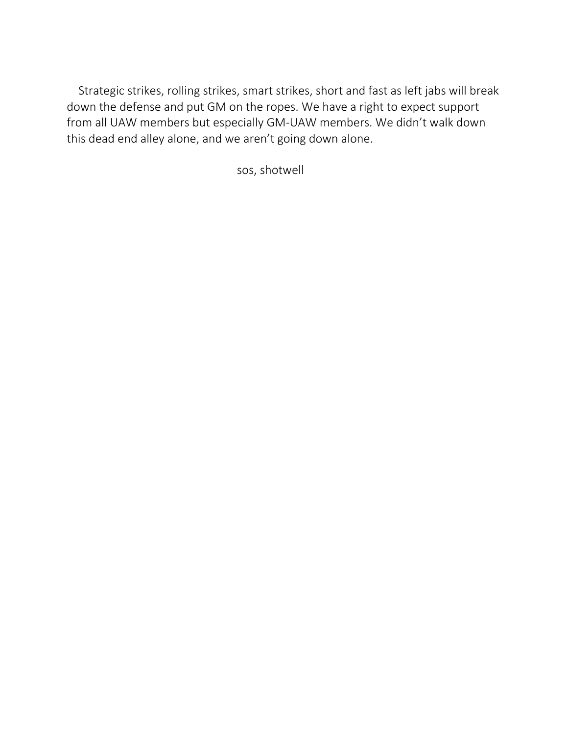Strategic strikes, rolling strikes, smart strikes, short and fast as left jabs will break down the defense and put GM on the ropes. We have a right to expect support from all UAW members but especially GM-UAW members. We didn't walk down this dead end alley alone, and we aren't going down alone.

sos, shotwell